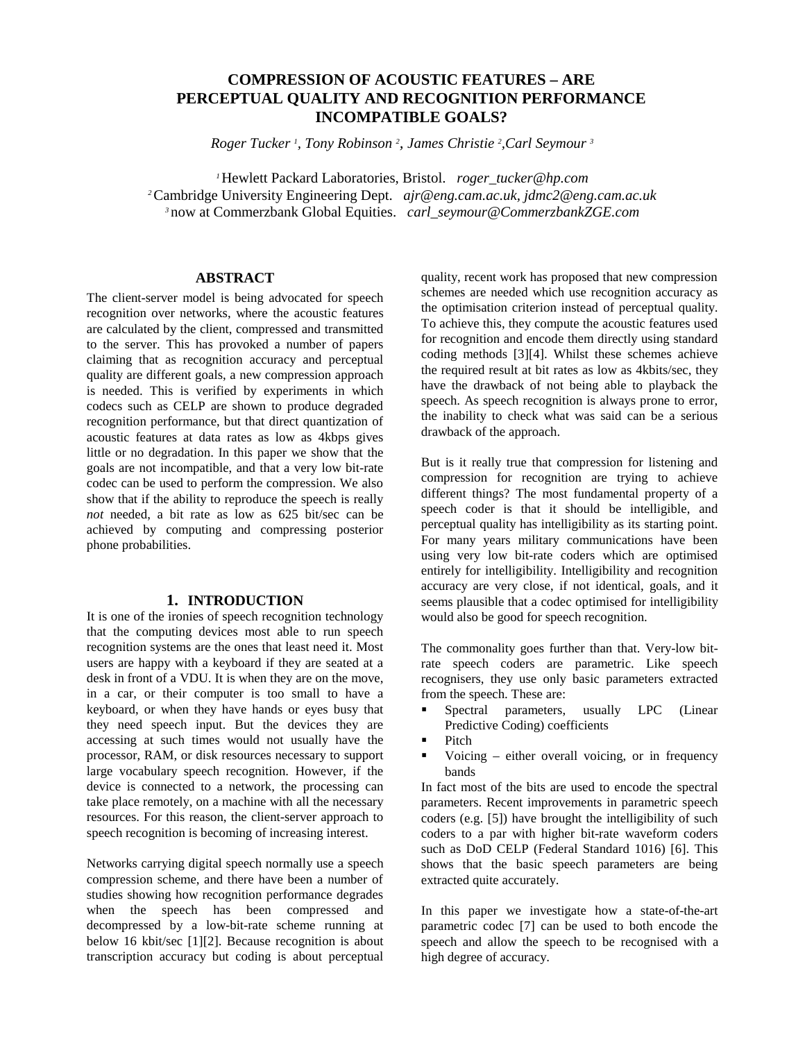# COMPRESSION OF ACOUSTIC FEATURES – ARE PERCEPTUAL QUALITY AND RECOGNITION PERFORMANCE INCOMPATIBLE GOALS?

*Roger Tucker [1], Tony Robinson [2], James Christie [2], Carl Seymour [3]*

[1] Hewlett Packard Laboratories, Bristol. *roger_tucker@hp.com*
[2] Cambridge University Engineering Dept. *ajr@eng.cam.ac.uk, jdmc2@eng.cam.ac.uk*
[3] now at Commerzbank Global Equities. *carl_seymour@CommerzbankZGE.com*

## ABSTRACT

The client-server model is being advocated for speech recognition over networks, where the acoustic features are calculated by the client, compressed and transmitted to the server. This has provoked a number of papers claiming that as recognition accuracy and perceptual quality are different goals, a new compression approach is needed. This is verified by experiments in which codecs such as CELP are shown to produce degraded recognition performance, but that direct quantization of acoustic features at data rates as low as 4kbps gives little or no degradation. In this paper we show that the goals are not incompatible, and that a very low bit-rate codec can be used to perform the compression. We also show that if the ability to reproduce the speech is really *not* needed, a bit rate as low as 625 bit/sec can be achieved by computing and compressing posterior phone probabilities.

## 1. INTRODUCTION

It is one of the ironies of speech recognition technology that the computing devices most able to run speech recognition systems are the ones that least need it. Most users are happy with a keyboard if they are seated at a desk in front of a VDU. It is when they are on the move, in a car, or their computer is too small to have a keyboard, or when they have hands or eyes busy that they need speech input. But the devices they are accessing at such times would not usually have the processor, RAM, or disk resources necessary to support large vocabulary speech recognition. However, if the device is connected to a network, the processing can take place remotely, on a machine with all the necessary resources. For this reason, the client-server approach to speech recognition is becoming of increasing interest.

Networks carrying digital speech normally use a speech compression scheme, and there have been a number of studies showing how recognition performance degrades when the speech has been compressed and decompressed by a low-bit-rate scheme running at below 16 kbit/sec [1][2]. Because recognition is about transcription accuracy but coding is about perceptual quality, recent work has proposed that new compression schemes are needed which use recognition accuracy as the optimisation criterion instead of perceptual quality. To achieve this, they compute the acoustic features used for recognition and encode them directly using standard coding methods [3][4]. Whilst these schemes achieve the required result at bit rates as low as 4kbits/sec, they have the drawback of not being able to playback the speech. As speech recognition is always prone to error, the inability to check what was said can be a serious drawback of the approach.

But is it really true that compression for listening and compression for recognition are trying to achieve different things? The most fundamental property of a speech coder is that it should be intelligible, and perceptual quality has intelligibility as its starting point. For many years military communications have been using very low bit-rate coders which are optimised entirely for intelligibility. Intelligibility and recognition accuracy are very close, if not identical, goals, and it seems plausible that a codec optimised for intelligibility would also be good for speech recognition.

The commonality goes further than that. Very-low bit-rate speech coders are parametric. Like speech recognisers, they use only basic parameters extracted from the speech. These are:

- Spectral parameters, usually LPC (Linear Predictive Coding) coefficients
- Pitch
- Voicing – either overall voicing, or in frequency bands

In fact most of the bits are used to encode the spectral parameters. Recent improvements in parametric speech coders (e.g. [5]) have brought the intelligibility of such coders to a par with higher bit-rate waveform coders such as DoD CELP (Federal Standard 1016) [6]. This shows that the basic speech parameters are being extracted quite accurately.

In this paper we investigate how a state-of-the-art parametric codec [7] can be used to both encode the speech and allow the speech to be recognised with a high degree of accuracy.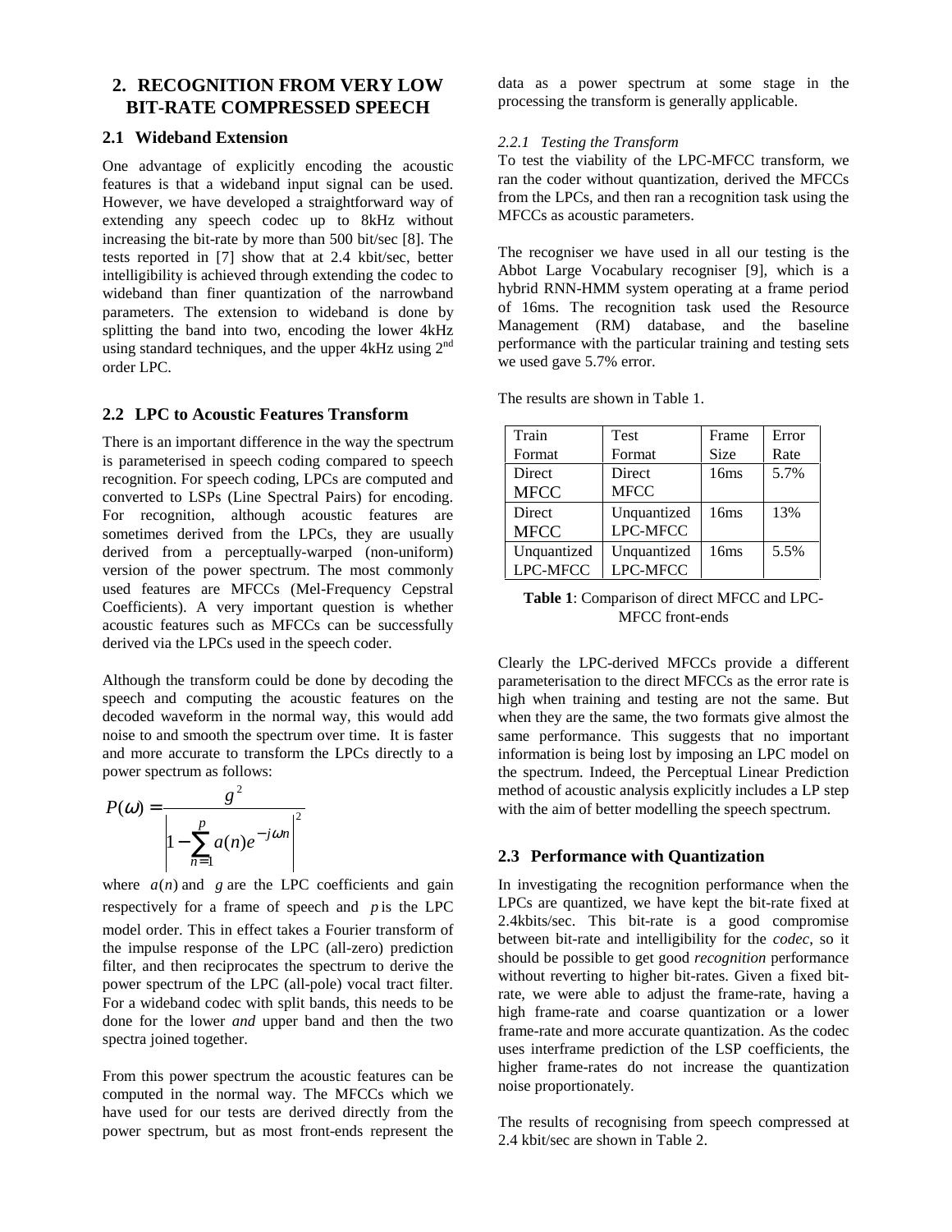## 2. RECOGNITION FROM VERY LOW BIT-RATE COMPRESSED SPEECH

### 2.1 Wideband Extension

One advantage of explicitly encoding the acoustic features is that a wideband input signal can be used. However, we have developed a straightforward way of extending any speech codec up to 8kHz without increasing the bit-rate by more than 500 bit/sec [8]. The tests reported in [7] show that at 2.4 kbit/sec, better intelligibility is achieved through extending the codec to wideband than finer quantization of the narrowband parameters. The extension to wideband is done by splitting the band into two, encoding the lower 4kHz using standard techniques, and the upper 4kHz using 2[nd] order LPC.

### 2.2 LPC to Acoustic Features Transform

There is an important difference in the way the spectrum is parameterised in speech coding compared to speech recognition. For speech coding, LPCs are computed and converted to LSPs (Line Spectral Pairs) for encoding. For recognition, although acoustic features are sometimes derived from the LPCs, they are usually derived from a perceptually-warped (non-uniform) version of the power spectrum. The most commonly used features are MFCCs (Mel-Frequency Cepstral Coefficients). A very important question is whether acoustic features such as MFCCs can be successfully derived via the LPCs used in the speech coder.

Although the transform could be done by decoding the speech and computing the acoustic features on the decoded waveform in the normal way, this would add noise to and smooth the spectrum over time. It is faster and more accurate to transform the LPCs directly to a power spectrum as follows:

$$P(\omega) = \frac{g^2}{\left|1 - \sum_{n=1}^{p} a(n) e^{-j\omega n}\right|^2}$$

where $a(n)$ and $g$ are the LPC coefficients and gain respectively for a frame of speech and $p$ is the LPC model order. This in effect takes a Fourier transform of the impulse response of the LPC (all-zero) prediction filter, and then reciprocates the spectrum to derive the power spectrum of the LPC (all-pole) vocal tract filter. For a wideband codec with split bands, this needs to be done for the lower *and* upper band and then the two spectra joined together.

From this power spectrum the acoustic features can be computed in the normal way. The MFCCs which we have used for our tests are derived directly from the power spectrum, but as most front-ends represent the data as a power spectrum at some stage in the processing the transform is generally applicable.

#### 2.2.1 Testing the Transform

To test the viability of the LPC-MFCC transform, we ran the coder without quantization, derived the MFCCs from the LPCs, and then ran a recognition task using the MFCCs as acoustic parameters.

The recogniser we have used in all our testing is the Abbot Large Vocabulary recogniser [9], which is a hybrid RNN-HMM system operating at a frame period of 16ms. The recognition task used the Resource Management (RM) database, and the baseline performance with the particular training and testing sets we used gave 5.7% error.

The results are shown in Table 1.

| Train Format | Test Format | Frame Size | Error Rate |
|---|---|---|---|
| Direct MFCC | Direct MFCC | 16ms | 5.7% |
| Direct MFCC | Unquantized LPC-MFCC | 16ms | 13% |
| Unquantized LPC-MFCC | Unquantized LPC-MFCC | 16ms | 5.5% |

**Table 1**: Comparison of direct MFCC and LPC-MFCC front-ends

Clearly the LPC-derived MFCCs provide a different parameterisation to the direct MFCCs as the error rate is high when training and testing are not the same. But when they are the same, the two formats give almost the same performance. This suggests that no important information is being lost by imposing an LPC model on the spectrum. Indeed, the Perceptual Linear Prediction method of acoustic analysis explicitly includes a LP step with the aim of better modelling the speech spectrum.

### 2.3 Performance with Quantization

In investigating the recognition performance when the LPCs are quantized, we have kept the bit-rate fixed at 2.4kbits/sec. This bit-rate is a good compromise between bit-rate and intelligibility for the *codec*, so it should be possible to get good *recognition* performance without reverting to higher bit-rates. Given a fixed bit-rate, we were able to adjust the frame-rate, having a high frame-rate and coarse quantization or a lower frame-rate and more accurate quantization. As the codec uses interframe prediction of the LSP coefficients, the higher frame-rates do not increase the quantization noise proportionately.

The results of recognising from speech compressed at 2.4 kbit/sec are shown in Table 2.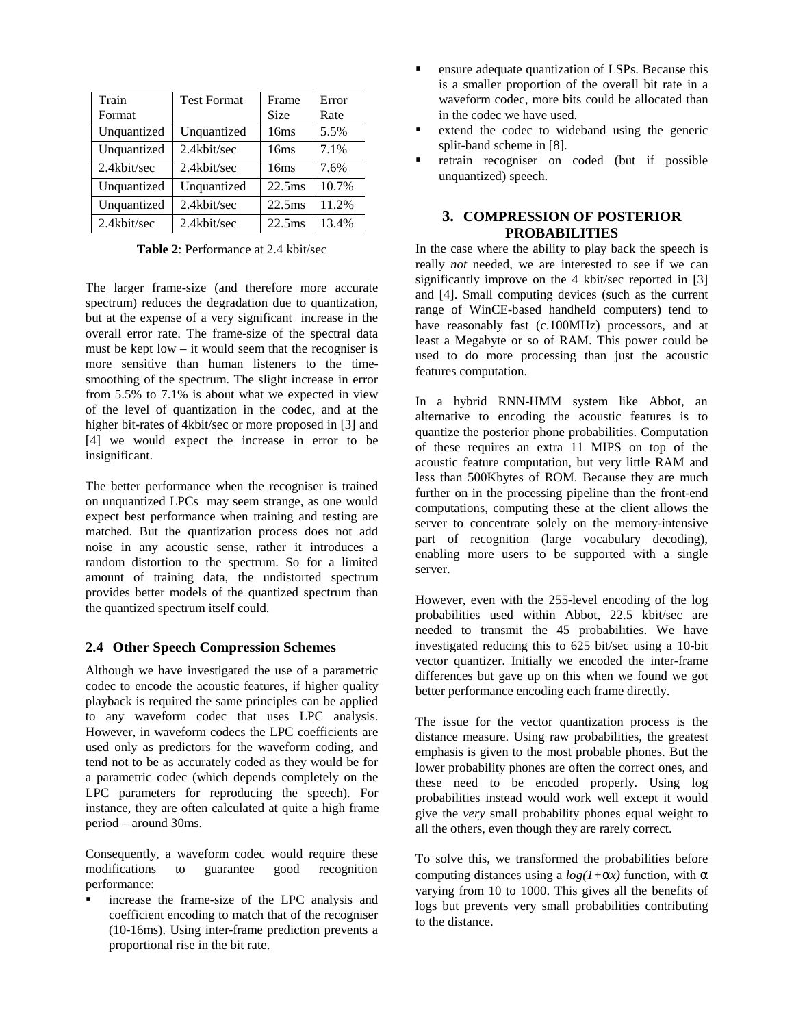| Train Format | Test Format | Frame Size | Error Rate |
|---|---|---|---|
| Unquantized | Unquantized | 16ms | 5.5% |
| Unquantized | 2.4kbit/sec | 16ms | 7.1% |
| 2.4kbit/sec | 2.4kbit/sec | 16ms | 7.6% |
| Unquantized | Unquantized | 22.5ms | 10.7% |
| Unquantized | 2.4kbit/sec | 22.5ms | 11.2% |
| 2.4kbit/sec | 2.4kbit/sec | 22.5ms | 13.4% |

**Table 2**: Performance at 2.4 kbit/sec

The larger frame-size (and therefore more accurate spectrum) reduces the degradation due to quantization, but at the expense of a very significant increase in the overall error rate. The frame-size of the spectral data must be kept low – it would seem that the recogniser is more sensitive than human listeners to the time-smoothing of the spectrum. The slight increase in error from 5.5% to 7.1% is about what we expected in view of the level of quantization in the codec, and at the higher bit-rates of 4kbit/sec or more proposed in [3] and [4] we would expect the increase in error to be insignificant.

The better performance when the recogniser is trained on unquantized LPCs may seem strange, as one would expect best performance when training and testing are matched. But the quantization process does not add noise in any acoustic sense, rather it introduces a random distortion to the spectrum. So for a limited amount of training data, the undistorted spectrum provides better models of the quantized spectrum than the quantized spectrum itself could.

### 2.4 Other Speech Compression Schemes

Although we have investigated the use of a parametric codec to encode the acoustic features, if higher quality playback is required the same principles can be applied to any waveform codec that uses LPC analysis. However, in waveform codecs the LPC coefficients are used only as predictors for the waveform coding, and tend not to be as accurately coded as they would be for a parametric codec (which depends completely on the LPC parameters for reproducing the speech). For instance, they are often calculated at quite a high frame period – around 30ms.

Consequently, a waveform codec would require these modifications to guarantee good recognition performance:

- increase the frame-size of the LPC analysis and coefficient encoding to match that of the recogniser (10-16ms). Using inter-frame prediction prevents a proportional rise in the bit rate.
- ensure adequate quantization of LSPs. Because this is a smaller proportion of the overall bit rate in a waveform codec, more bits could be allocated than in the codec we have used.
- extend the codec to wideband using the generic split-band scheme in [8].
- retrain recogniser on coded (but if possible unquantized) speech.

## 3. COMPRESSION OF POSTERIOR PROBABILITIES

In the case where the ability to play back the speech is really *not* needed, we are interested to see if we can significantly improve on the 4 kbit/sec reported in [3] and [4]. Small computing devices (such as the current range of WinCE-based handheld computers) tend to have reasonably fast (c.100MHz) processors, and at least a Megabyte or so of RAM. This power could be used to do more processing than just the acoustic features computation.

In a hybrid RNN-HMM system like Abbot, an alternative to encoding the acoustic features is to quantize the posterior phone probabilities. Computation of these requires an extra 11 MIPS on top of the acoustic feature computation, but very little RAM and less than 500Kbytes of ROM. Because they are much further on in the processing pipeline than the front-end computations, computing these at the client allows the server to concentrate solely on the memory-intensive part of recognition (large vocabulary decoding), enabling more users to be supported with a single server.

However, even with the 255-level encoding of the log probabilities used within Abbot, 22.5 kbit/sec are needed to transmit the 45 probabilities. We have investigated reducing this to 625 bit/sec using a 10-bit vector quantizer. Initially we encoded the inter-frame differences but gave up on this when we found we got better performance encoding each frame directly.

The issue for the vector quantization process is the distance measure. Using raw probabilities, the greatest emphasis is given to the most probable phones. But the lower probability phones are often the correct ones, and these need to be encoded properly. Using log probabilities instead would work well except it would give the *very* small probability phones equal weight to all the others, even though they are rarely correct.

To solve this, we transformed the probabilities before computing distances using a $\log(1+\alpha x)$ function, with $\alpha$ varying from 10 to 1000. This gives all the benefits of logs but prevents very small probabilities contributing to the distance.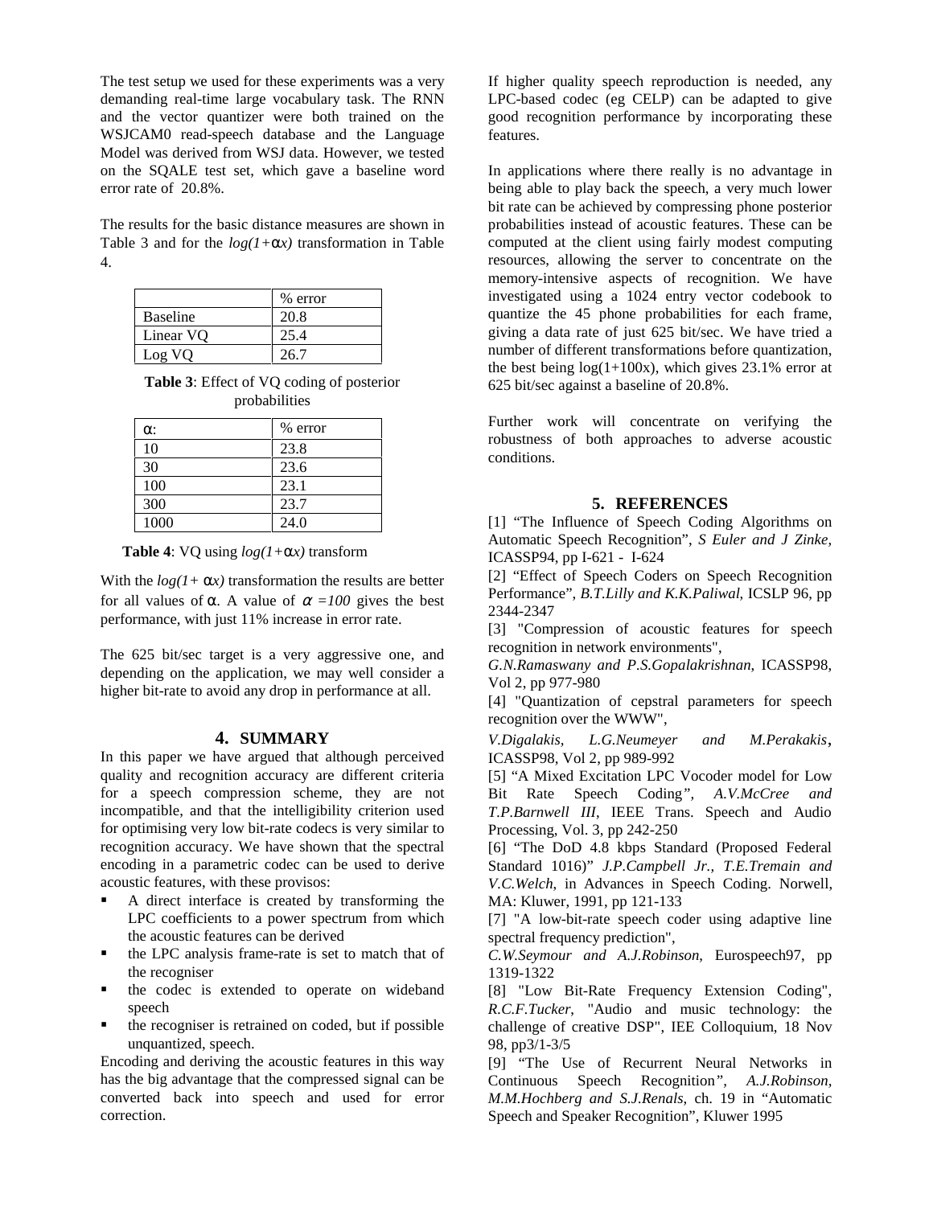The test setup we used for these experiments was a very demanding real-time large vocabulary task. The RNN and the vector quantizer were both trained on the WSJCAM0 read-speech database and the Language Model was derived from WSJ data. However, we tested on the SQALE test set, which gave a baseline word error rate of 20.8%.

The results for the basic distance measures are shown in Table 3 and for the *log(1+αx)* transformation in Table 4.

| | % error |
|---|---|
| Baseline | 20.8 |
| Linear VQ | 25.4 |
| Log VQ | 26.7 |

**Table 3**: Effect of VQ coding of posterior probabilities

| α: | % error |
|---|---|
| 10 | 23.8 |
| 30 | 23.6 |
| 100 | 23.1 |
| 300 | 23.7 |
| 1000 | 24.0 |

**Table 4**: VQ using *log(1+αx)* transform

With the *log(1+ αx)* transformation the results are better for all values of α. A value of $\alpha = 100$ gives the best performance, with just 11% increase in error rate.

The 625 bit/sec target is a very aggressive one, and depending on the application, we may well consider a higher bit-rate to avoid any drop in performance at all.

## 4. SUMMARY

In this paper we have argued that although perceived quality and recognition accuracy are different criteria for a speech compression scheme, they are not incompatible, and that the intelligibility criterion used for optimising very low bit-rate codecs is very similar to recognition accuracy. We have shown that the spectral encoding in a parametric codec can be used to derive acoustic features, with these provisos:

- A direct interface is created by transforming the LPC coefficients to a power spectrum from which the acoustic features can be derived
- the LPC analysis frame-rate is set to match that of the recogniser
- the codec is extended to operate on wideband speech
- the recogniser is retrained on coded, but if possible unquantized, speech.

Encoding and deriving the acoustic features in this way has the big advantage that the compressed signal can be converted back into speech and used for error correction.

If higher quality speech reproduction is needed, any LPC-based codec (eg CELP) can be adapted to give good recognition performance by incorporating these features.

In applications where there really is no advantage in being able to play back the speech, a very much lower bit rate can be achieved by compressing phone posterior probabilities instead of acoustic features. These can be computed at the client using fairly modest computing resources, allowing the server to concentrate on the memory-intensive aspects of recognition. We have investigated using a 1024 entry vector codebook to quantize the 45 phone probabilities for each frame, giving a data rate of just 625 bit/sec. We have tried a number of different transformations before quantization, the best being log(1+100x), which gives 23.1% error at 625 bit/sec against a baseline of 20.8%.

Further work will concentrate on verifying the robustness of both approaches to adverse acoustic conditions.

## 5. REFERENCES

[1] "The Influence of Speech Coding Algorithms on Automatic Speech Recognition", *S Euler and J Zinke,* ICASSP94, pp I-621 - I-624

[2] "Effect of Speech Coders on Speech Recognition Performance", *B.T.Lilly and K.K.Paliwal*, ICSLP 96, pp 2344-2347

[3] "Compression of acoustic features for speech recognition in network environments", *G.N.Ramaswany and P.S.Gopalakrishnan*, ICASSP98, Vol 2, pp 977-980

[4] "Quantization of cepstral parameters for speech recognition over the WWW", *V.Digalakis, L.G.Neumeyer and M.Perakakis*, ICASSP98, Vol 2, pp 989-992

[5] "A Mixed Excitation LPC Vocoder model for Low Bit Rate Speech Coding", *A.V.McCree and T.P.Barnwell III*, IEEE Trans. Speech and Audio Processing, Vol. 3, pp 242-250

[6] "The DoD 4.8 kbps Standard (Proposed Federal Standard 1016)" *J.P.Campbell Jr., T.E.Tremain and V.C.Welch*, in Advances in Speech Coding. Norwell, MA: Kluwer, 1991, pp 121-133

[7] "A low-bit-rate speech coder using adaptive line spectral frequency prediction", *C.W.Seymour and A.J.Robinson*, Eurospeech97, pp 1319-1322

[8] "Low Bit-Rate Frequency Extension Coding", *R.C.F.Tucker*, "Audio and music technology: the challenge of creative DSP", IEE Colloquium, 18 Nov 98, pp3/1-3/5

[9] "The Use of Recurrent Neural Networks in Continuous Speech Recognition", *A.J.Robinson, M.M.Hochberg and S.J.Renals*, ch. 19 in "Automatic Speech and Speaker Recognition", Kluwer 1995